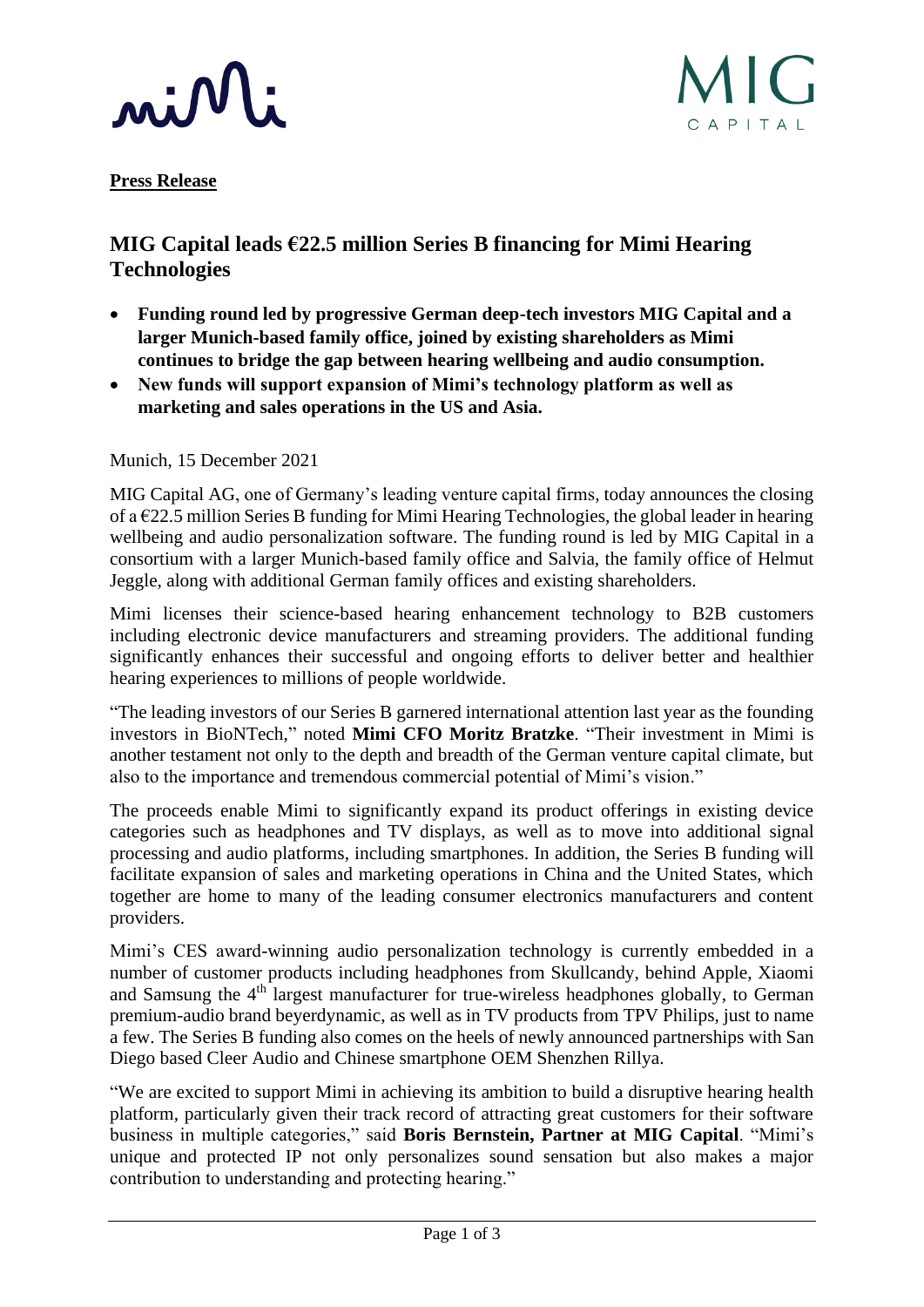**Press Release**

## MIG Capital leads €22.5 million Series B financing for Mimi Hearing Technologies

- **Funding round led by progressive German deep-tech investors MIG Capital and a larger Munich-based family office, joined by existing shareholders as Mimi continues to bridge the gap between hearing wellbeing and audio consumption.**
- **New funds will support expansion of Mimi's technology platform as well as marketing and sales operations in the US and Asia.**

Munich, 15 December 2021

MIG Capital AG, one of Germany's leading venture capital firms, today announces the closing of a €22.5 million Series B funding for Mimi Hearing Technologies, the global leader in hearing wellbeing and audio personalization software. The funding round is led by MIG Capital in a consortium with a larger Munich-based family office and Salvia, the family office of Helmut Jeggle, along with additional German family offices and existing shareholders.

Mimi licenses their science-based hearing enhancement technology to B2B customers including electronic device manufacturers and streaming providers. The additional funding significantly enhances their successful and ongoing efforts to deliver better and healthier hearing experiences to millions of people worldwide.

"The leading investors of our Series B garnered international attention last year as the founding investors in BioNTech," noted **Mimi CFO Moritz Bratzke**. "Their investment in Mimi is another testament not only to the depth and breadth of the German venture capital climate, but also to the importance and tremendous commercial potential of Mimi's vision."

The proceeds enable Mimi to significantly expand its product offerings in existing device categories such as headphones and TV displays, as well as to move into additional signal processing and audio platforms, including smartphones. In addition, the Series B funding will facilitate expansion of sales and marketing operations in China and the United States, which together are home to many of the leading consumer electronics manufacturers and content providers.

Mimi's CES award-winning audio personalization technology is currently embedded in a number of customer products including headphones from Skullcandy, behind Apple, Xiaomi and Samsung the 4th largest manufacturer for true-wireless headphones globally, to German premium-audio brand beyerdynamic, as well as in TV products from TPV Philips, just to name a few. The Series B funding also comes on the heels of newly announced partnerships with San Diego based Cleer Audio and Chinese smartphone OEM Shenzhen Rillya.

"We are excited to support Mimi in achieving its ambition to build a disruptive hearing health platform, particularly given their track record of attracting great customers for their software business in multiple categories," said **Boris Bernstein, Partner at MIG Capital**. "Mimi's unique and protected IP not only personalizes sound sensation but also makes a major contribution to understanding and protecting hearing."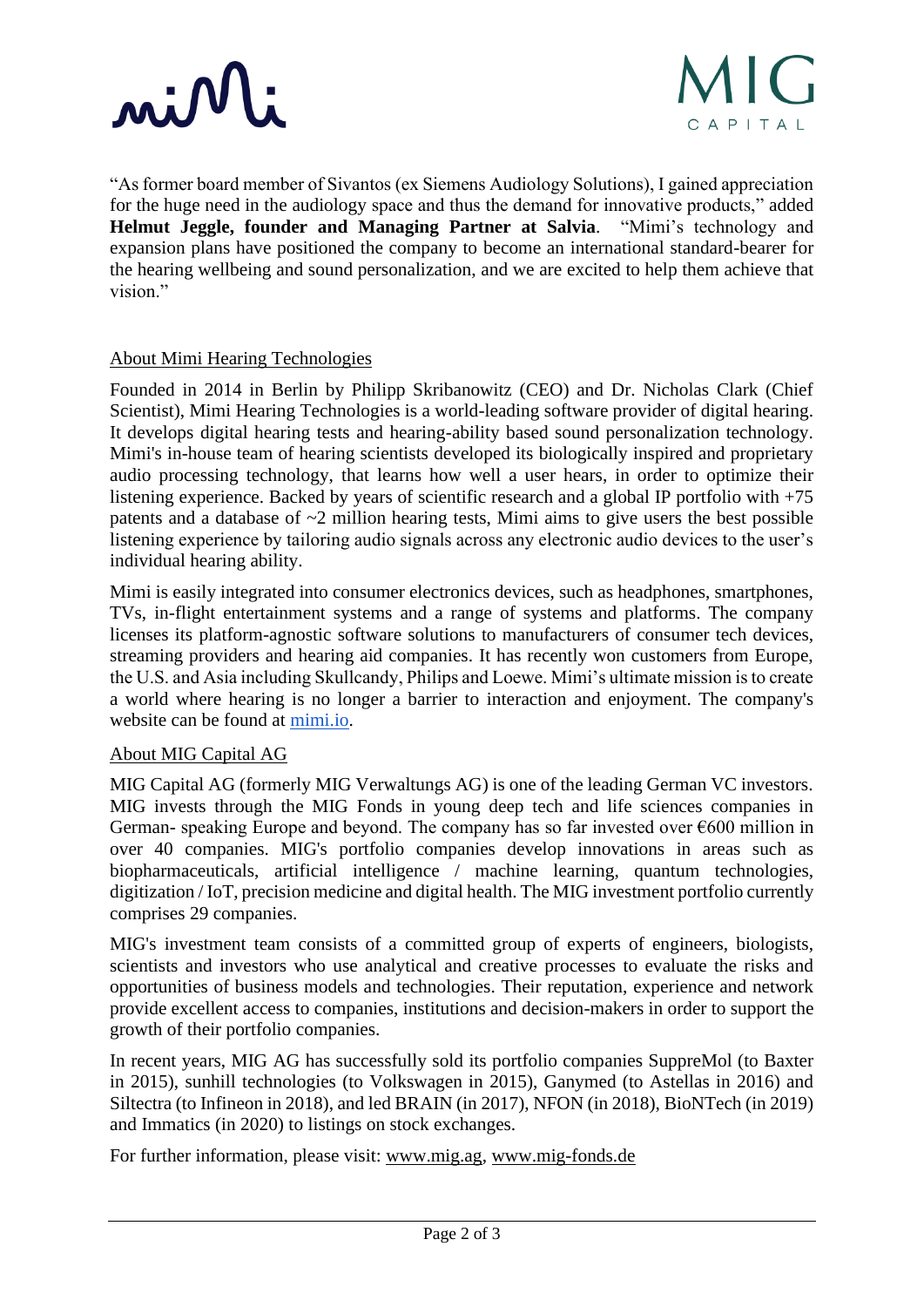"As former board member of Sivantos (ex Siemens Audiology Solutions), I gained appreciation for the huge need in the audiology space and thus the demand for innovative products," added **Helmut Jeggle, founder and Managing Partner at Salvia**. "Mimi's technology and expansion plans have positioned the company to become an international standard-bearer for the hearing wellbeing and sound personalization, and we are excited to help them achieve that vision."

## About Mimi Hearing Technologies

Founded in 2014 in Berlin by Philipp Skribanowitz (CEO) and Dr. Nicholas Clark (Chief Scientist), Mimi Hearing Technologies is a world-leading software provider of digital hearing. It develops digital hearing tests and hearing-ability based sound personalization technology. Mimi's in-house team of hearing scientists developed its biologically inspired and proprietary audio processing technology, that learns how well a user hears, in order to optimize their listening experience. Backed by years of scientific research and a global IP portfolio with +75 patents and a database of ~2 million hearing tests, Mimi aims to give users the best possible listening experience by tailoring audio signals across any electronic audio devices to the user's individual hearing ability.

Mimi is easily integrated into consumer electronics devices, such as headphones, smartphones, TVs, in-flight entertainment systems and a range of systems and platforms. The company licenses its platform-agnostic software solutions to manufacturers of consumer tech devices, streaming providers and hearing aid companies. It has recently won customers from Europe, the U.S. and Asia including Skullcandy, Philips and Loewe. Mimi's ultimate mission is to create a world where hearing is no longer a barrier to interaction and enjoyment. The company's website can be found at mimi.io.

## About MIG Capital AG

MIG Capital AG (formerly MIG Verwaltungs AG) is one of the leading German VC investors. MIG invests through the MIG Fonds in young deep tech and life sciences companies in German- speaking Europe and beyond. The company has so far invested over €600 million in over 40 companies. MIG's portfolio companies develop innovations in areas such as biopharmaceuticals, artificial intelligence / machine learning, quantum technologies, digitization / IoT, precision medicine and digital health. The MIG investment portfolio currently comprises 29 companies.

MIG's investment team consists of a committed group of experts of engineers, biologists, scientists and investors who use analytical and creative processes to evaluate the risks and opportunities of business models and technologies. Their reputation, experience and network provide excellent access to companies, institutions and decision-makers in order to support the growth of their portfolio companies.

In recent years, MIG AG has successfully sold its portfolio companies SuppreMol (to Baxter in 2015), sunhill technologies (to Volkswagen in 2015), Ganymed (to Astellas in 2016) and Siltectra (to Infineon in 2018), and led BRAIN (in 2017), NFON (in 2018), BioNTech (in 2019) and Immatics (in 2020) to listings on stock exchanges.

For further information, please visit: www.mig.ag, www.mig-fonds.de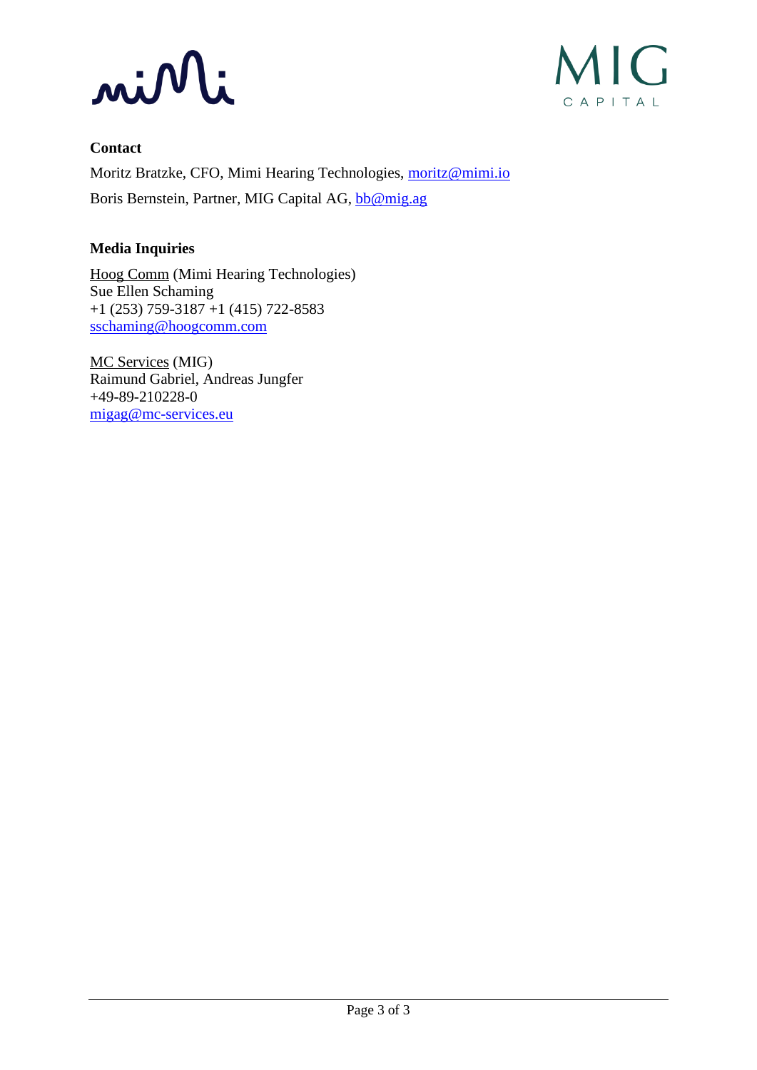**Contact**

Moritz Bratzke, CFO, Mimi Hearing Technologies, moritz@mimi.io

Boris Bernstein, Partner, MIG Capital AG, bb@mig.ag

**Media Inquiries**

Hoog Comm (Mimi Hearing Technologies)
Sue Ellen Schaming
+1 (253) 759-3187 +1 (415) 722-8583
sschaming@hoogcomm.com

MC Services (MIG)
Raimund Gabriel, Andreas Jungfer
+49-89-210228-0
migag@mc-services.eu